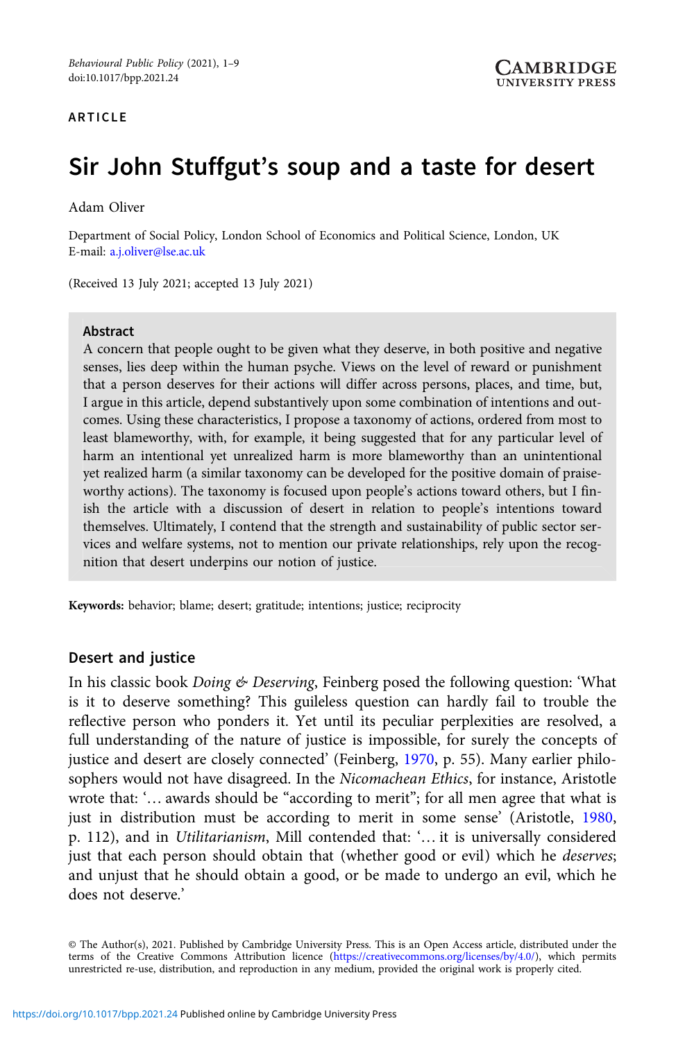ARTICLE

# Sir John Stuffgut's soup and a taste for desert

Adam Oliver

Department of Social Policy, London School of Economics and Political Science, London, UK
E-mail: a.j.oliver@lse.ac.uk

(Received 13 July 2021; accepted 13 July 2021)

## Abstract

A concern that people ought to be given what they deserve, in both positive and negative senses, lies deep within the human psyche. Views on the level of reward or punishment that a person deserves for their actions will differ across persons, places, and time, but, I argue in this article, depend substantively upon some combination of intentions and outcomes. Using these characteristics, I propose a taxonomy of actions, ordered from most to least blameworthy, with, for example, it being suggested that for any particular level of harm an intentional yet unrealized harm is more blameworthy than an unintentional yet realized harm (a similar taxonomy can be developed for the positive domain of praiseworthy actions). The taxonomy is focused upon people's actions toward others, but I finish the article with a discussion of desert in relation to people's intentions toward themselves. Ultimately, I contend that the strength and sustainability of public sector services and welfare systems, not to mention our private relationships, rely upon the recognition that desert underpins our notion of justice.

**Keywords:** behavior; blame; desert; gratitude; intentions; justice; reciprocity

## Desert and justice

In his classic book *Doing & Deserving*, Feinberg posed the following question: 'What is it to deserve something? This guileless question can hardly fail to trouble the reflective person who ponders it. Yet until its peculiar perplexities are resolved, a full understanding of the nature of justice is impossible, for surely the concepts of justice and desert are closely connected' (Feinberg, 1970, p. 55). Many earlier philosophers would not have disagreed. In the *Nicomachean Ethics*, for instance, Aristotle wrote that: '… awards should be "according to merit"; for all men agree that what is just in distribution must be according to merit in some sense' (Aristotle, 1980, p. 112), and in *Utilitarianism*, Mill contended that: '… it is universally considered just that each person should obtain that (whether good or evil) which he *deserves*; and unjust that he should obtain a good, or be made to undergo an evil, which he does not deserve.'

© The Author(s), 2021. Published by Cambridge University Press. This is an Open Access article, distributed under the terms of the Creative Commons Attribution licence (https://creativecommons.org/licenses/by/4.0/), which permits unrestricted re-use, distribution, and reproduction in any medium, provided the original work is properly cited.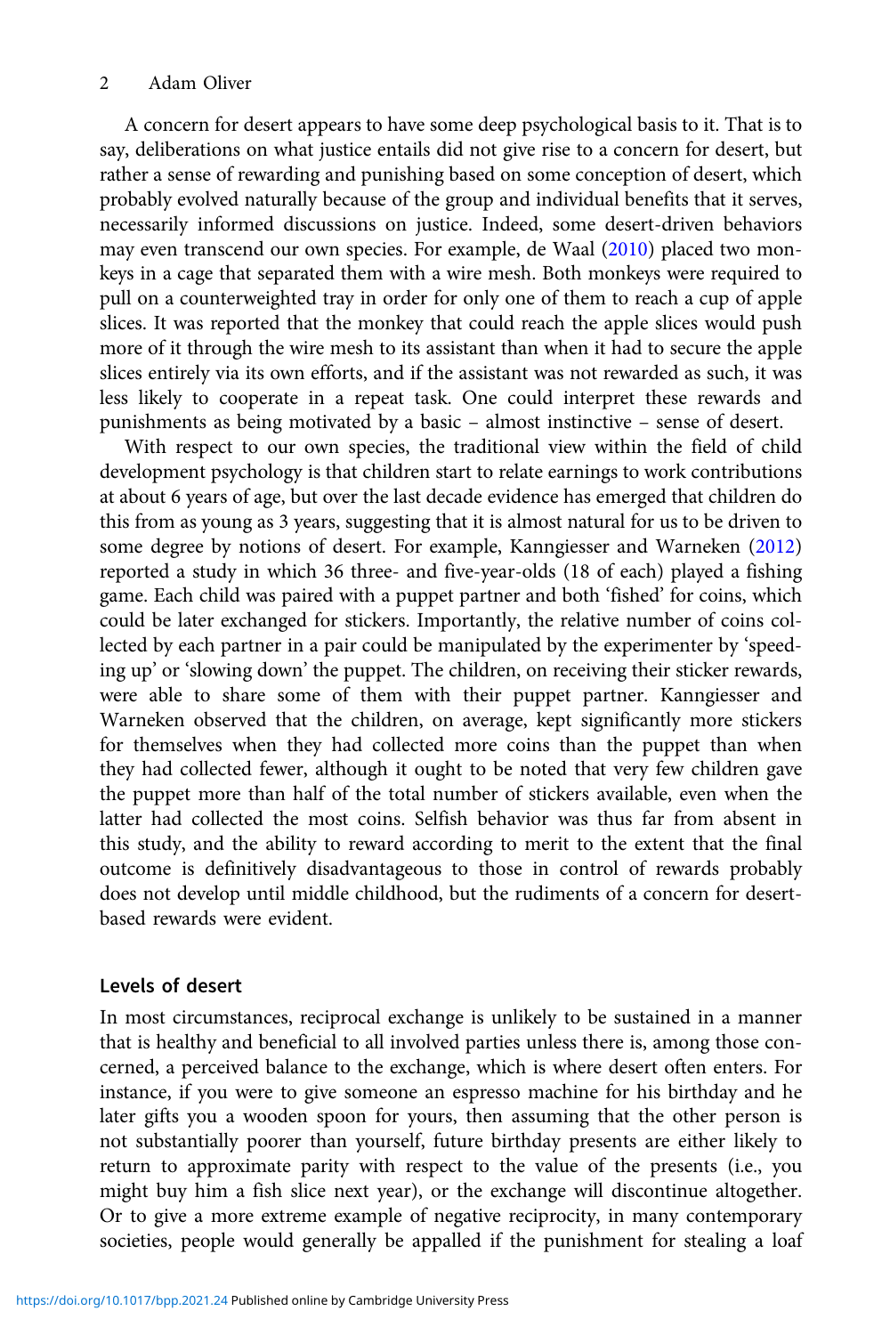A concern for desert appears to have some deep psychological basis to it. That is to say, deliberations on what justice entails did not give rise to a concern for desert, but rather a sense of rewarding and punishing based on some conception of desert, which probably evolved naturally because of the group and individual benefits that it serves, necessarily informed discussions on justice. Indeed, some desert-driven behaviors may even transcend our own species. For example, de Waal (2010) placed two monkeys in a cage that separated them with a wire mesh. Both monkeys were required to pull on a counterweighted tray in order for only one of them to reach a cup of apple slices. It was reported that the monkey that could reach the apple slices would push more of it through the wire mesh to its assistant than when it had to secure the apple slices entirely via its own efforts, and if the assistant was not rewarded as such, it was less likely to cooperate in a repeat task. One could interpret these rewards and punishments as being motivated by a basic – almost instinctive – sense of desert.

With respect to our own species, the traditional view within the field of child development psychology is that children start to relate earnings to work contributions at about 6 years of age, but over the last decade evidence has emerged that children do this from as young as 3 years, suggesting that it is almost natural for us to be driven to some degree by notions of desert. For example, Kanngiesser and Warneken (2012) reported a study in which 36 three- and five-year-olds (18 of each) played a fishing game. Each child was paired with a puppet partner and both 'fished' for coins, which could be later exchanged for stickers. Importantly, the relative number of coins collected by each partner in a pair could be manipulated by the experimenter by 'speeding up' or 'slowing down' the puppet. The children, on receiving their sticker rewards, were able to share some of them with their puppet partner. Kanngiesser and Warneken observed that the children, on average, kept significantly more stickers for themselves when they had collected more coins than the puppet than when they had collected fewer, although it ought to be noted that very few children gave the puppet more than half of the total number of stickers available, even when the latter had collected the most coins. Selfish behavior was thus far from absent in this study, and the ability to reward according to merit to the extent that the final outcome is definitively disadvantageous to those in control of rewards probably does not develop until middle childhood, but the rudiments of a concern for desert-based rewards were evident.

## Levels of desert

In most circumstances, reciprocal exchange is unlikely to be sustained in a manner that is healthy and beneficial to all involved parties unless there is, among those concerned, a perceived balance to the exchange, which is where desert often enters. For instance, if you were to give someone an espresso machine for his birthday and he later gifts you a wooden spoon for yours, then assuming that the other person is not substantially poorer than yourself, future birthday presents are either likely to return to approximate parity with respect to the value of the presents (i.e., you might buy him a fish slice next year), or the exchange will discontinue altogether. Or to give a more extreme example of negative reciprocity, in many contemporary societies, people would generally be appalled if the punishment for stealing a loaf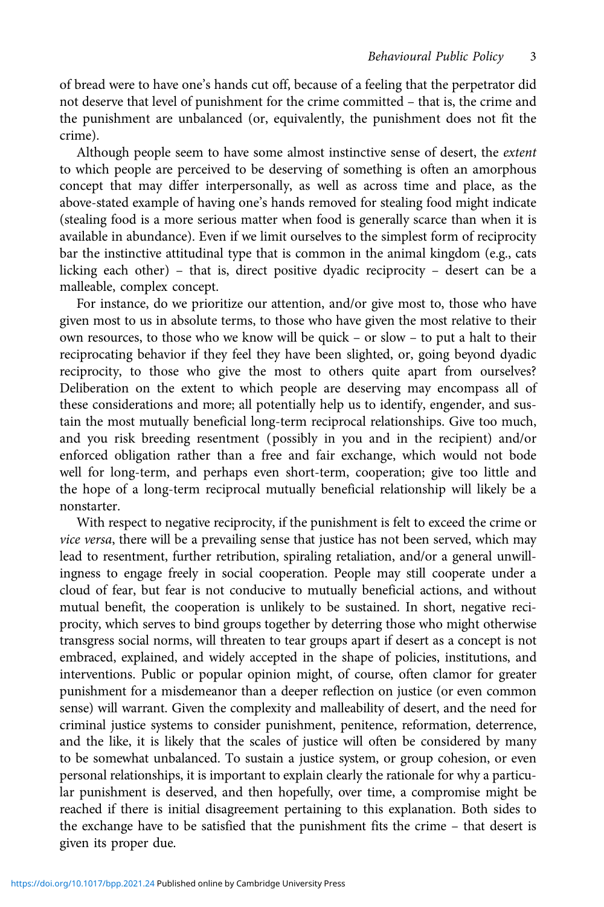of bread were to have one's hands cut off, because of a feeling that the perpetrator did not deserve that level of punishment for the crime committed – that is, the crime and the punishment are unbalanced (or, equivalently, the punishment does not fit the crime).

Although people seem to have some almost instinctive sense of desert, the *extent* to which people are perceived to be deserving of something is often an amorphous concept that may differ interpersonally, as well as across time and place, as the above-stated example of having one's hands removed for stealing food might indicate (stealing food is a more serious matter when food is generally scarce than when it is available in abundance). Even if we limit ourselves to the simplest form of reciprocity bar the instinctive attitudinal type that is common in the animal kingdom (e.g., cats licking each other) – that is, direct positive dyadic reciprocity – desert can be a malleable, complex concept.

For instance, do we prioritize our attention, and/or give most to, those who have given most to us in absolute terms, to those who have given the most relative to their own resources, to those who we know will be quick – or slow – to put a halt to their reciprocating behavior if they feel they have been slighted, or, going beyond dyadic reciprocity, to those who give the most to others quite apart from ourselves? Deliberation on the extent to which people are deserving may encompass all of these considerations and more; all potentially help us to identify, engender, and sustain the most mutually beneficial long-term reciprocal relationships. Give too much, and you risk breeding resentment (possibly in you and in the recipient) and/or enforced obligation rather than a free and fair exchange, which would not bode well for long-term, and perhaps even short-term, cooperation; give too little and the hope of a long-term reciprocal mutually beneficial relationship will likely be a nonstarter.

With respect to negative reciprocity, if the punishment is felt to exceed the crime or *vice versa*, there will be a prevailing sense that justice has not been served, which may lead to resentment, further retribution, spiraling retaliation, and/or a general unwillingness to engage freely in social cooperation. People may still cooperate under a cloud of fear, but fear is not conducive to mutually beneficial actions, and without mutual benefit, the cooperation is unlikely to be sustained. In short, negative reciprocity, which serves to bind groups together by deterring those who might otherwise transgress social norms, will threaten to tear groups apart if desert as a concept is not embraced, explained, and widely accepted in the shape of policies, institutions, and interventions. Public or popular opinion might, of course, often clamor for greater punishment for a misdemeanor than a deeper reflection on justice (or even common sense) will warrant. Given the complexity and malleability of desert, and the need for criminal justice systems to consider punishment, penitence, reformation, deterrence, and the like, it is likely that the scales of justice will often be considered by many to be somewhat unbalanced. To sustain a justice system, or group cohesion, or even personal relationships, it is important to explain clearly the rationale for why a particular punishment is deserved, and then hopefully, over time, a compromise might be reached if there is initial disagreement pertaining to this explanation. Both sides to the exchange have to be satisfied that the punishment fits the crime – that desert is given its proper due.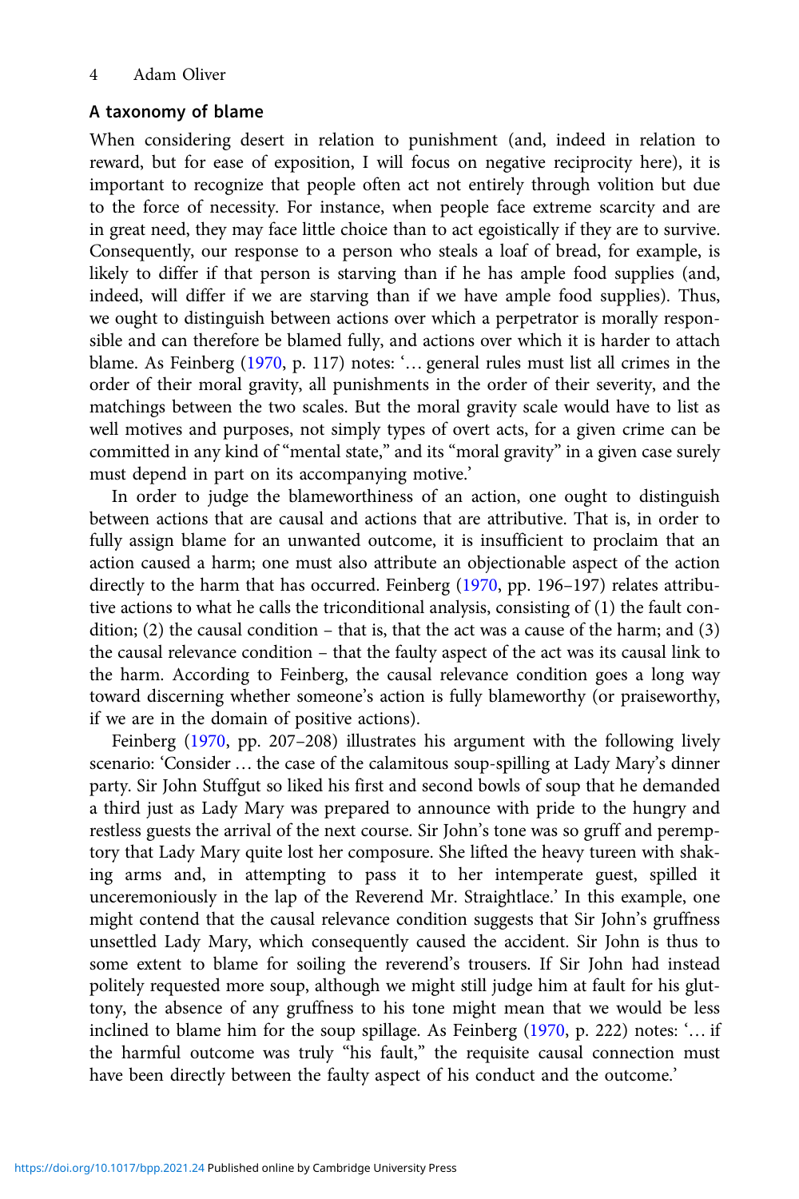## A taxonomy of blame

When considering desert in relation to punishment (and, indeed in relation to reward, but for ease of exposition, I will focus on negative reciprocity here), it is important to recognize that people often act not entirely through volition but due to the force of necessity. For instance, when people face extreme scarcity and are in great need, they may face little choice than to act egoistically if they are to survive. Consequently, our response to a person who steals a loaf of bread, for example, is likely to differ if that person is starving than if he has ample food supplies (and, indeed, will differ if we are starving than if we have ample food supplies). Thus, we ought to distinguish between actions over which a perpetrator is morally responsible and can therefore be blamed fully, and actions over which it is harder to attach blame. As Feinberg (1970, p. 117) notes: '… general rules must list all crimes in the order of their moral gravity, all punishments in the order of their severity, and the matchings between the two scales. But the moral gravity scale would have to list as well motives and purposes, not simply types of overt acts, for a given crime can be committed in any kind of "mental state," and its "moral gravity" in a given case surely must depend in part on its accompanying motive.'

In order to judge the blameworthiness of an action, one ought to distinguish between actions that are causal and actions that are attributive. That is, in order to fully assign blame for an unwanted outcome, it is insufficient to proclaim that an action caused a harm; one must also attribute an objectionable aspect of the action directly to the harm that has occurred. Feinberg (1970, pp. 196–197) relates attributive actions to what he calls the triconditional analysis, consisting of (1) the fault condition; (2) the causal condition – that is, that the act was a cause of the harm; and (3) the causal relevance condition – that the faulty aspect of the act was its causal link to the harm. According to Feinberg, the causal relevance condition goes a long way toward discerning whether someone's action is fully blameworthy (or praiseworthy, if we are in the domain of positive actions).

Feinberg (1970, pp. 207–208) illustrates his argument with the following lively scenario: 'Consider … the case of the calamitous soup-spilling at Lady Mary's dinner party. Sir John Stuffgut so liked his first and second bowls of soup that he demanded a third just as Lady Mary was prepared to announce with pride to the hungry and restless guests the arrival of the next course. Sir John's tone was so gruff and peremptory that Lady Mary quite lost her composure. She lifted the heavy tureen with shaking arms and, in attempting to pass it to her intemperate guest, spilled it unceremoniously in the lap of the Reverend Mr. Straightlace.' In this example, one might contend that the causal relevance condition suggests that Sir John's gruffness unsettled Lady Mary, which consequently caused the accident. Sir John is thus to some extent to blame for soiling the reverend's trousers. If Sir John had instead politely requested more soup, although we might still judge him at fault for his gluttony, the absence of any gruffness to his tone might mean that we would be less inclined to blame him for the soup spillage. As Feinberg (1970, p. 222) notes: '… if the harmful outcome was truly "his fault," the requisite causal connection must have been directly between the faulty aspect of his conduct and the outcome.'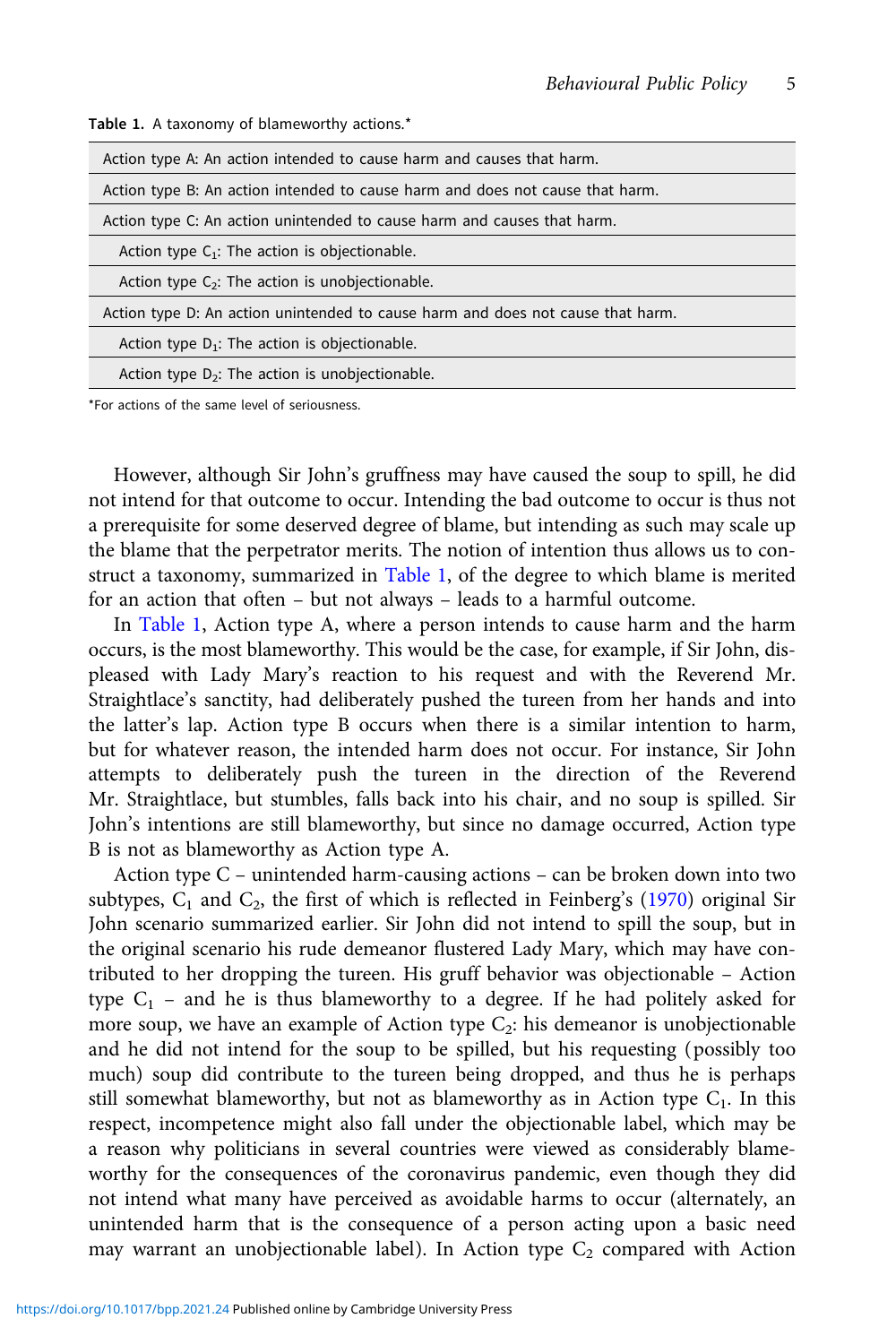**Table 1.** A taxonomy of blameworthy actions.*

| Action type |
|---|
| Action type A: An action intended to cause harm and causes that harm. |
| Action type B: An action intended to cause harm and does not cause that harm. |
| Action type C: An action unintended to cause harm and causes that harm. |
| Action type $C_1$: The action is objectionable. |
| Action type $C_2$: The action is unobjectionable. |
| Action type D: An action unintended to cause harm and does not cause that harm. |
| Action type $D_1$: The action is objectionable. |
| Action type $D_2$: The action is unobjectionable. |

*For actions of the same level of seriousness.

However, although Sir John's gruffness may have caused the soup to spill, he did not intend for that outcome to occur. Intending the bad outcome to occur is thus not a prerequisite for some deserved degree of blame, but intending as such may scale up the blame that the perpetrator merits. The notion of intention thus allows us to construct a taxonomy, summarized in Table 1, of the degree to which blame is merited for an action that often – but not always – leads to a harmful outcome.

In Table 1, Action type A, where a person intends to cause harm and the harm occurs, is the most blameworthy. This would be the case, for example, if Sir John, displeased with Lady Mary's reaction to his request and with the Reverend Mr. Straightlace's sanctity, had deliberately pushed the tureen from her hands and into the latter's lap. Action type B occurs when there is a similar intention to harm, but for whatever reason, the intended harm does not occur. For instance, Sir John attempts to deliberately push the tureen in the direction of the Reverend Mr. Straightlace, but stumbles, falls back into his chair, and no soup is spilled. Sir John's intentions are still blameworthy, but since no damage occurred, Action type B is not as blameworthy as Action type A.

Action type C – unintended harm-causing actions – can be broken down into two subtypes, $C_1$ and $C_2$, the first of which is reflected in Feinberg's (1970) original Sir John scenario summarized earlier. Sir John did not intend to spill the soup, but in the original scenario his rude demeanor flustered Lady Mary, which may have contributed to her dropping the tureen. His gruff behavior was objectionable – Action type $C_1$ – and he is thus blameworthy to a degree. If he had politely asked for more soup, we have an example of Action type $C_2$: his demeanor is unobjectionable and he did not intend for the soup to be spilled, but his requesting (possibly too much) soup did contribute to the tureen being dropped, and thus he is perhaps still somewhat blameworthy, but not as blameworthy as in Action type $C_1$. In this respect, incompetence might also fall under the objectionable label, which may be a reason why politicians in several countries were viewed as considerably blameworthy for the consequences of the coronavirus pandemic, even though they did not intend what many have perceived as avoidable harms to occur (alternately, an unintended harm that is the consequence of a person acting upon a basic need may warrant an unobjectionable label). In Action type $C_2$ compared with Action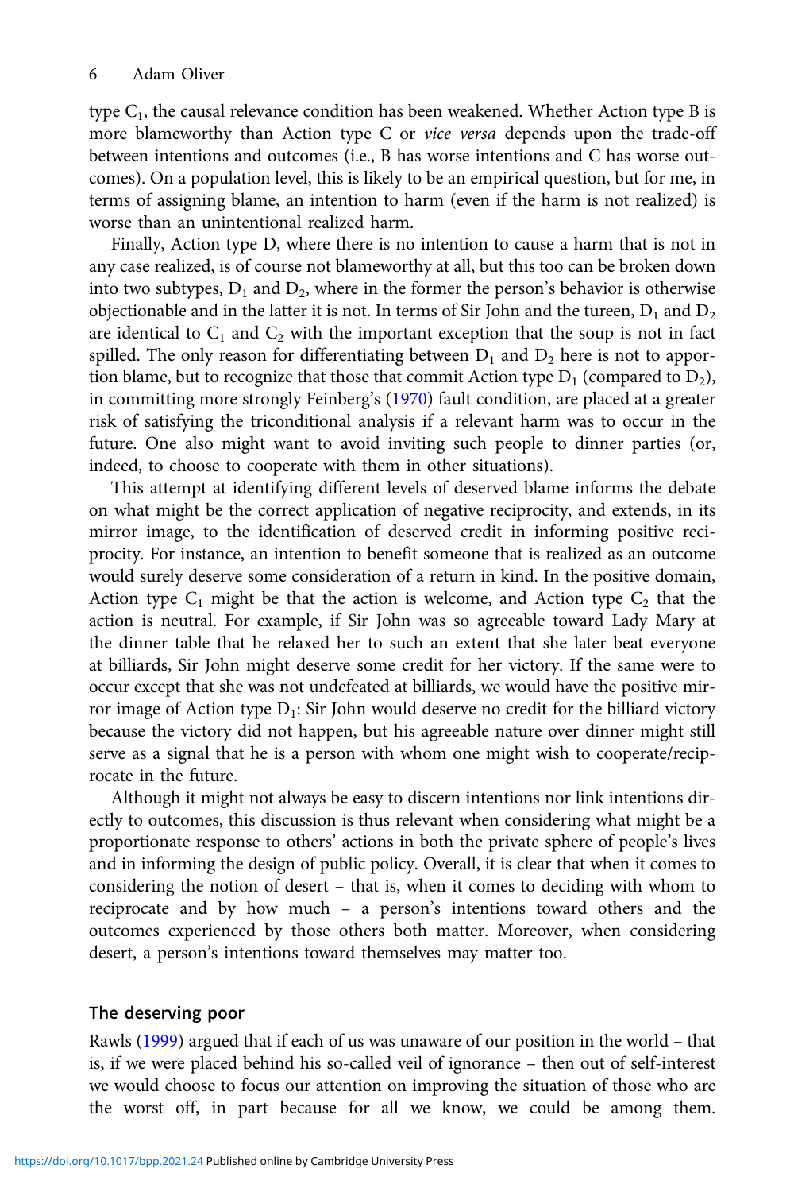type $C_1$, the causal relevance condition has been weakened. Whether Action type B is more blameworthy than Action type C or *vice versa* depends upon the trade-off between intentions and outcomes (i.e., B has worse intentions and C has worse outcomes). On a population level, this is likely to be an empirical question, but for me, in terms of assigning blame, an intention to harm (even if the harm is not realized) is worse than an unintentional realized harm.

Finally, Action type D, where there is no intention to cause a harm that is not in any case realized, is of course not blameworthy at all, but this too can be broken down into two subtypes, $D_1$ and $D_2$, where in the former the person's behavior is otherwise objectionable and in the latter it is not. In terms of Sir John and the tureen, $D_1$ and $D_2$ are identical to $C_1$ and $C_2$ with the important exception that the soup is not in fact spilled. The only reason for differentiating between $D_1$ and $D_2$ here is not to apportion blame, but to recognize that those that commit Action type $D_1$ (compared to $D_2$), in committing more strongly Feinberg's (1970) fault condition, are placed at a greater risk of satisfying the triconditional analysis if a relevant harm was to occur in the future. One also might want to avoid inviting such people to dinner parties (or, indeed, to choose to cooperate with them in other situations).

This attempt at identifying different levels of deserved blame informs the debate on what might be the correct application of negative reciprocity, and extends, in its mirror image, to the identification of deserved credit in informing positive reciprocity. For instance, an intention to benefit someone that is realized as an outcome would surely deserve some consideration of a return in kind. In the positive domain, Action type $C_1$ might be that the action is welcome, and Action type $C_2$ that the action is neutral. For example, if Sir John was so agreeable toward Lady Mary at the dinner table that he relaxed her to such an extent that she later beat everyone at billiards, Sir John might deserve some credit for her victory. If the same were to occur except that she was not undefeated at billiards, we would have the positive mirror image of Action type $D_1$: Sir John would deserve no credit for the billiard victory because the victory did not happen, but his agreeable nature over dinner might still serve as a signal that he is a person with whom one might wish to cooperate/reciprocate in the future.

Although it might not always be easy to discern intentions nor link intentions directly to outcomes, this discussion is thus relevant when considering what might be a proportionate response to others' actions in both the private sphere of people's lives and in informing the design of public policy. Overall, it is clear that when it comes to considering the notion of desert – that is, when it comes to deciding with whom to reciprocate and by how much – a person's intentions toward others and the outcomes experienced by those others both matter. Moreover, when considering desert, a person's intentions toward themselves may matter too.

## The deserving poor

Rawls (1999) argued that if each of us was unaware of our position in the world – that is, if we were placed behind his so-called veil of ignorance – then out of self-interest we would choose to focus our attention on improving the situation of those who are the worst off, in part because for all we know, we could be among them.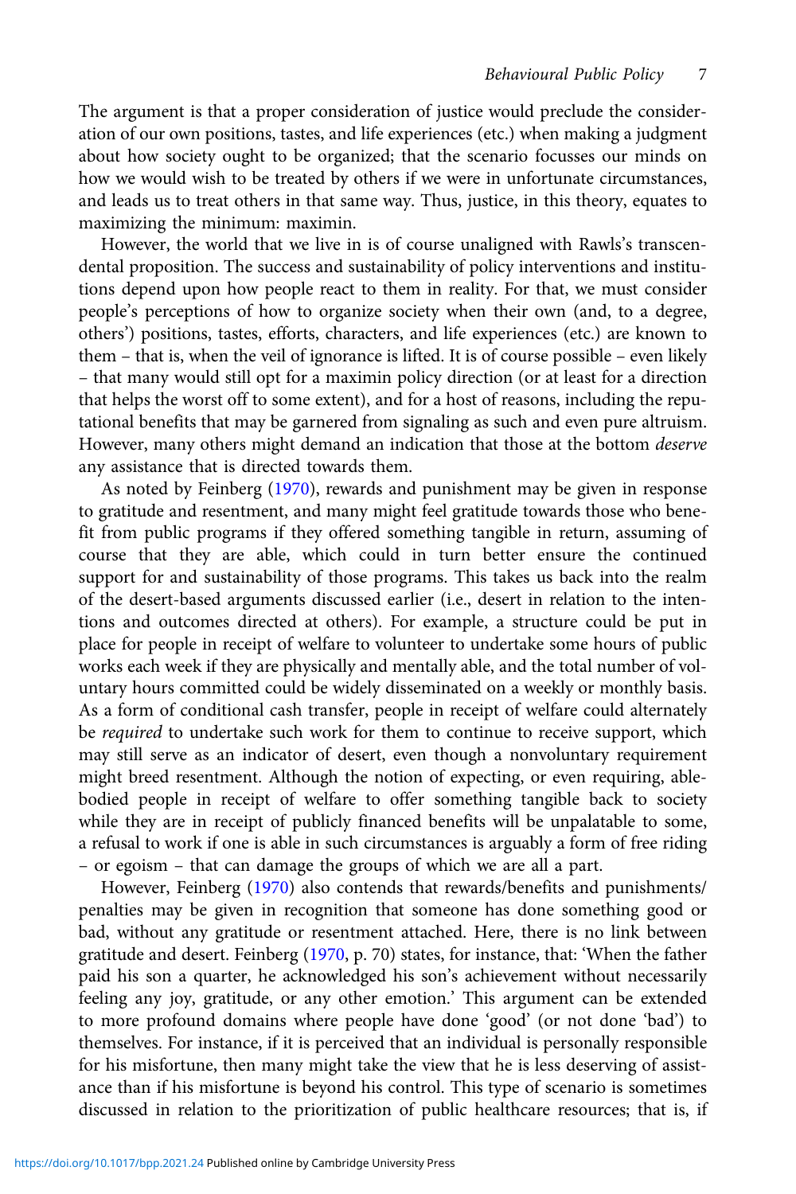The argument is that a proper consideration of justice would preclude the consideration of our own positions, tastes, and life experiences (etc.) when making a judgment about how society ought to be organized; that the scenario focusses our minds on how we would wish to be treated by others if we were in unfortunate circumstances, and leads us to treat others in that same way. Thus, justice, in this theory, equates to maximizing the minimum: maximin.

However, the world that we live in is of course unaligned with Rawls's transcendental proposition. The success and sustainability of policy interventions and institutions depend upon how people react to them in reality. For that, we must consider people's perceptions of how to organize society when their own (and, to a degree, others') positions, tastes, efforts, characters, and life experiences (etc.) are known to them – that is, when the veil of ignorance is lifted. It is of course possible – even likely – that many would still opt for a maximin policy direction (or at least for a direction that helps the worst off to some extent), and for a host of reasons, including the reputational benefits that may be garnered from signaling as such and even pure altruism. However, many others might demand an indication that those at the bottom *deserve* any assistance that is directed towards them.

As noted by Feinberg (1970), rewards and punishment may be given in response to gratitude and resentment, and many might feel gratitude towards those who benefit from public programs if they offered something tangible in return, assuming of course that they are able, which could in turn better ensure the continued support for and sustainability of those programs. This takes us back into the realm of the desert-based arguments discussed earlier (i.e., desert in relation to the intentions and outcomes directed at others). For example, a structure could be put in place for people in receipt of welfare to volunteer to undertake some hours of public works each week if they are physically and mentally able, and the total number of voluntary hours committed could be widely disseminated on a weekly or monthly basis. As a form of conditional cash transfer, people in receipt of welfare could alternately be *required* to undertake such work for them to continue to receive support, which may still serve as an indicator of desert, even though a nonvoluntary requirement might breed resentment. Although the notion of expecting, or even requiring, able-bodied people in receipt of welfare to offer something tangible back to society while they are in receipt of publicly financed benefits will be unpalatable to some, a refusal to work if one is able in such circumstances is arguably a form of free riding – or egoism – that can damage the groups of which we are all a part.

However, Feinberg (1970) also contends that rewards/benefits and punishments/penalties may be given in recognition that someone has done something good or bad, without any gratitude or resentment attached. Here, there is no link between gratitude and desert. Feinberg (1970, p. 70) states, for instance, that: 'When the father paid his son a quarter, he acknowledged his son's achievement without necessarily feeling any joy, gratitude, or any other emotion.' This argument can be extended to more profound domains where people have done 'good' (or not done 'bad') to themselves. For instance, if it is perceived that an individual is personally responsible for his misfortune, then many might take the view that he is less deserving of assistance than if his misfortune is beyond his control. This type of scenario is sometimes discussed in relation to the prioritization of public healthcare resources; that is, if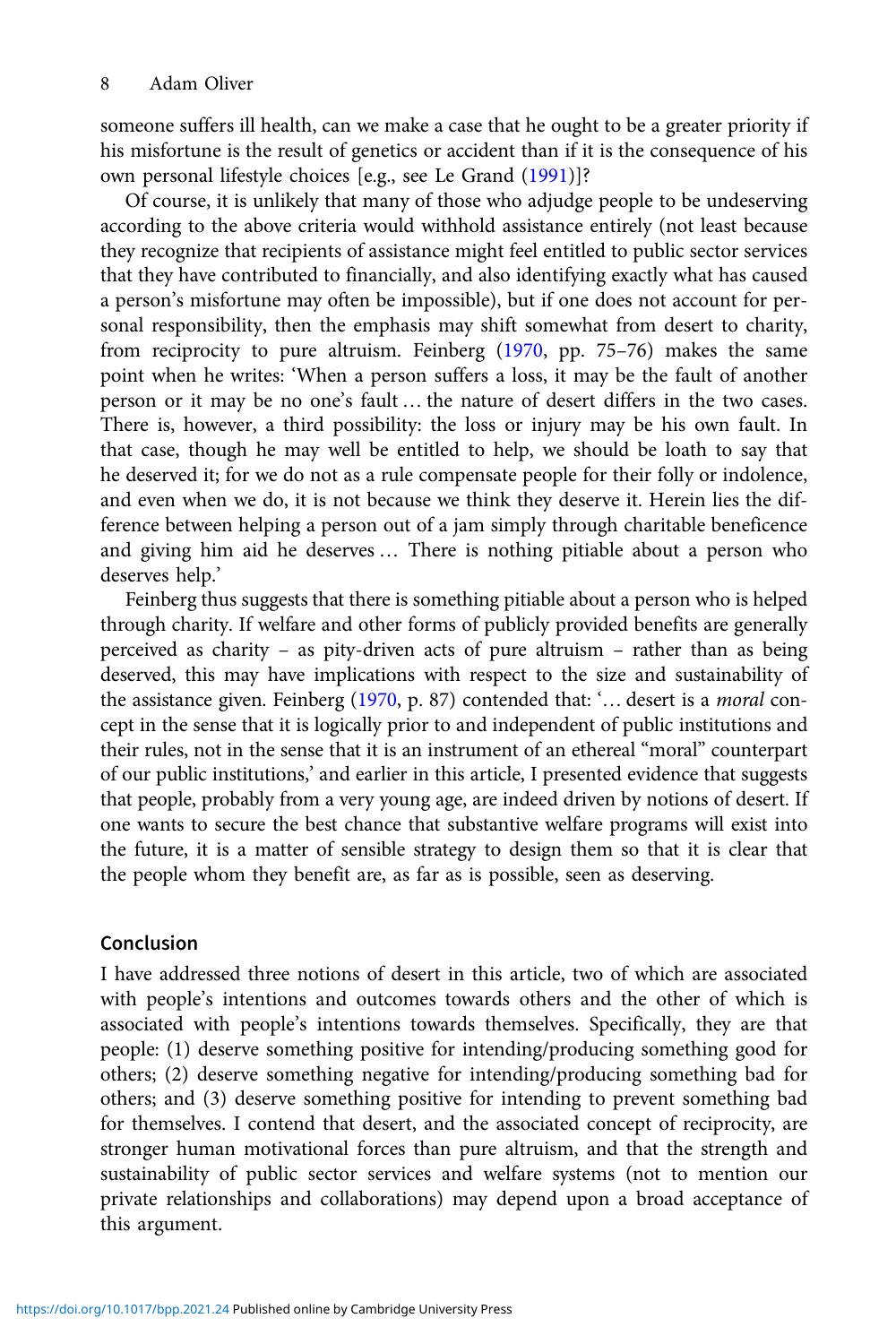someone suffers ill health, can we make a case that he ought to be a greater priority if his misfortune is the result of genetics or accident than if it is the consequence of his own personal lifestyle choices [e.g., see Le Grand (1991)]?

Of course, it is unlikely that many of those who adjudge people to be undeserving according to the above criteria would withhold assistance entirely (not least because they recognize that recipients of assistance might feel entitled to public sector services that they have contributed to financially, and also identifying exactly what has caused a person's misfortune may often be impossible), but if one does not account for personal responsibility, then the emphasis may shift somewhat from desert to charity, from reciprocity to pure altruism. Feinberg (1970, pp. 75–76) makes the same point when he writes: 'When a person suffers a loss, it may be the fault of another person or it may be no one's fault … the nature of desert differs in the two cases. There is, however, a third possibility: the loss or injury may be his own fault. In that case, though he may well be entitled to help, we should be loath to say that he deserved it; for we do not as a rule compensate people for their folly or indolence, and even when we do, it is not because we think they deserve it. Herein lies the difference between helping a person out of a jam simply through charitable beneficence and giving him aid he deserves … There is nothing pitiable about a person who deserves help.'

Feinberg thus suggests that there is something pitiable about a person who is helped through charity. If welfare and other forms of publicly provided benefits are generally perceived as charity – as pity-driven acts of pure altruism – rather than as being deserved, this may have implications with respect to the size and sustainability of the assistance given. Feinberg (1970, p. 87) contended that: '… desert is a *moral* concept in the sense that it is logically prior to and independent of public institutions and their rules, not in the sense that it is an instrument of an ethereal "moral" counterpart of our public institutions,' and earlier in this article, I presented evidence that suggests that people, probably from a very young age, are indeed driven by notions of desert. If one wants to secure the best chance that substantive welfare programs will exist into the future, it is a matter of sensible strategy to design them so that it is clear that the people whom they benefit are, as far as is possible, seen as deserving.

## Conclusion

I have addressed three notions of desert in this article, two of which are associated with people's intentions and outcomes towards others and the other of which is associated with people's intentions towards themselves. Specifically, they are that people: (1) deserve something positive for intending/producing something good for others; (2) deserve something negative for intending/producing something bad for others; and (3) deserve something positive for intending to prevent something bad for themselves. I contend that desert, and the associated concept of reciprocity, are stronger human motivational forces than pure altruism, and that the strength and sustainability of public sector services and welfare systems (not to mention our private relationships and collaborations) may depend upon a broad acceptance of this argument.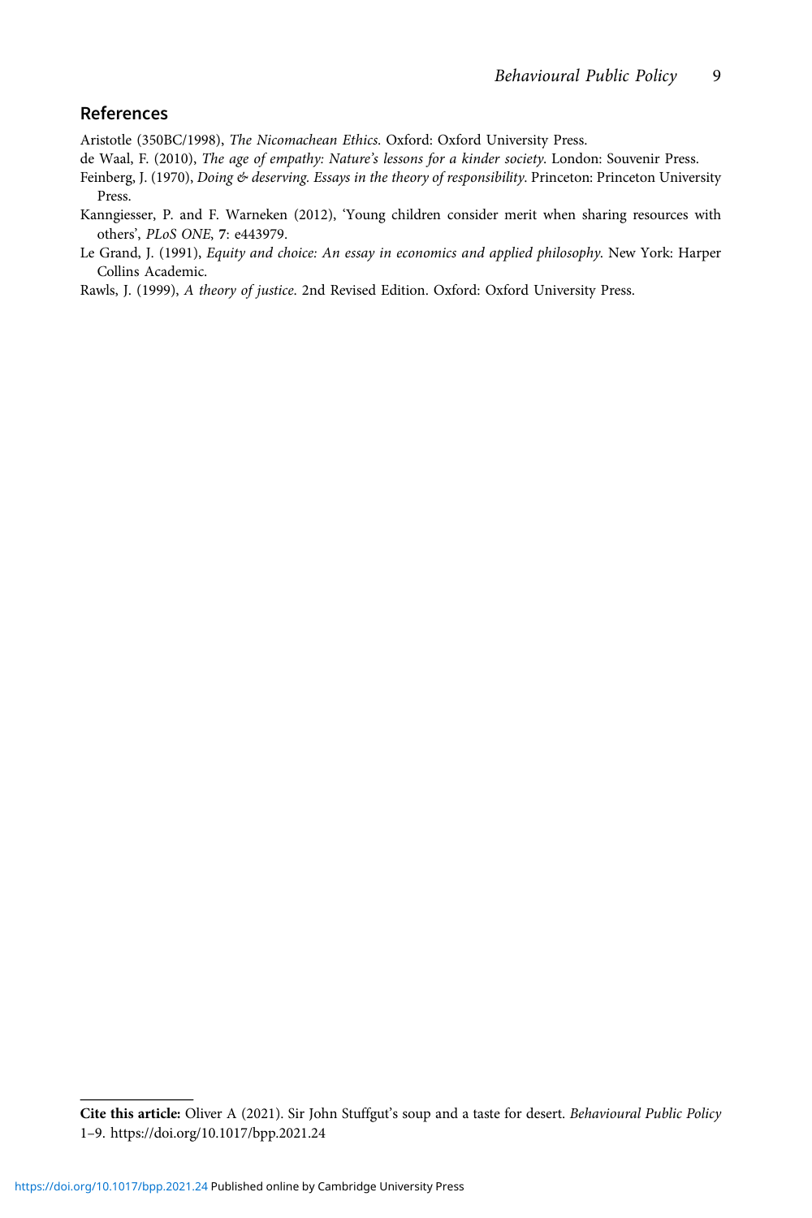## References

Aristotle (350BC/1998), *The Nicomachean Ethics*. Oxford: Oxford University Press.

de Waal, F. (2010), *The age of empathy: Nature's lessons for a kinder society*. London: Souvenir Press.

Feinberg, J. (1970), *Doing & deserving. Essays in the theory of responsibility*. Princeton: Princeton University Press.

Kanngiesser, P. and F. Warneken (2012), 'Young children consider merit when sharing resources with others', *PLoS ONE*, **7**: e443979.

Le Grand, J. (1991), *Equity and choice: An essay in economics and applied philosophy*. New York: Harper Collins Academic.

Rawls, J. (1999), *A theory of justice*. 2nd Revised Edition. Oxford: Oxford University Press.

**Cite this article:** Oliver A (2021). Sir John Stuffgut's soup and a taste for desert. *Behavioural Public Policy* 1–9. https://doi.org/10.1017/bpp.2021.24